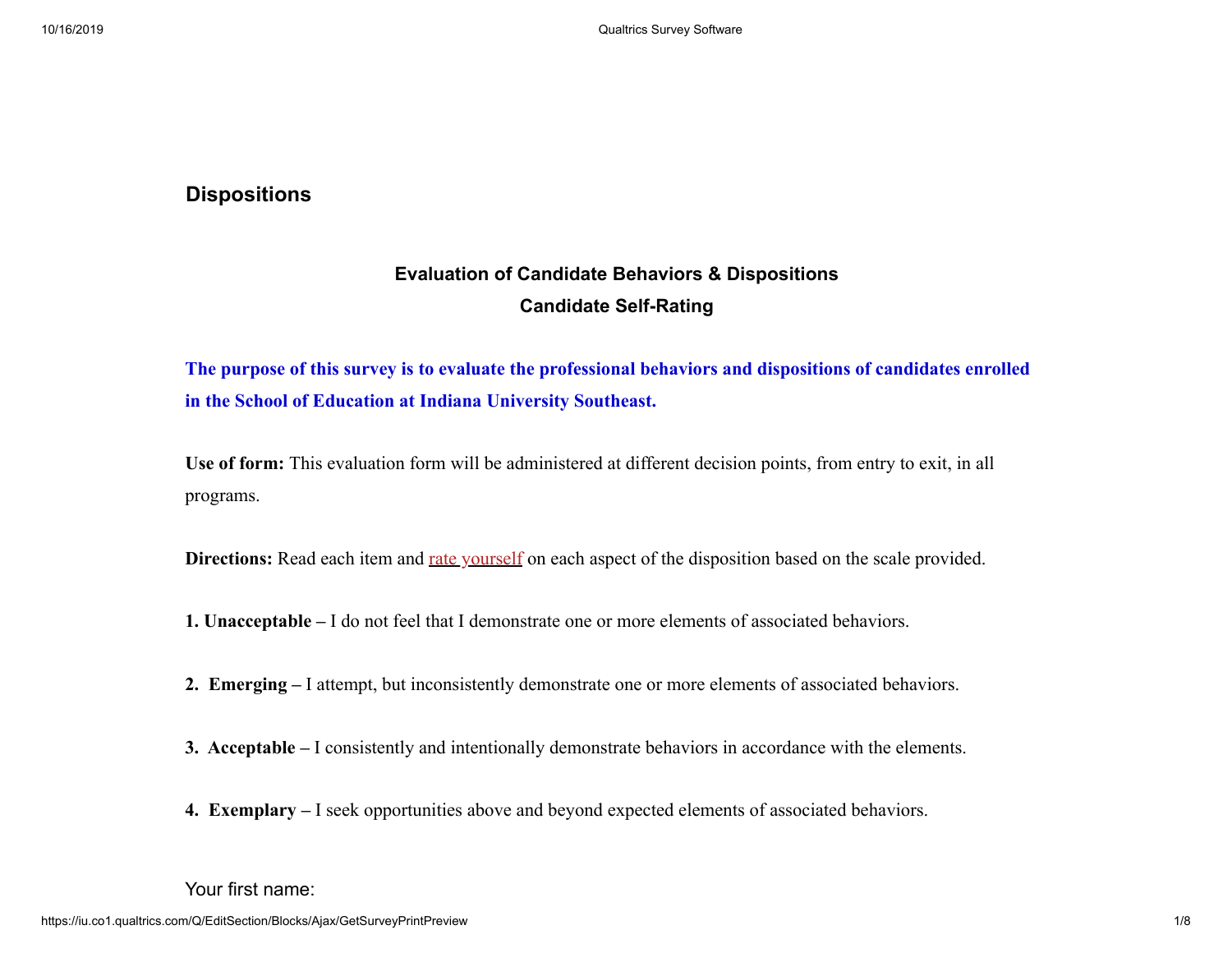## Dispositions

### Evaluation of Candidate Behaviors & Dispositions
### Candidate Self-Rating

**The purpose of this survey is to evaluate the professional behaviors and dispositions of candidates enrolled in the School of Education at Indiana University Southeast.**

**Use of form:** This evaluation form will be administered at different decision points, from entry to exit, in all programs.

**Directions:** Read each item and rate yourself on each aspect of the disposition based on the scale provided.

**1. Unacceptable –** I do not feel that I demonstrate one or more elements of associated behaviors.

**2. Emerging –** I attempt, but inconsistently demonstrate one or more elements of associated behaviors.

**3. Acceptable –** I consistently and intentionally demonstrate behaviors in accordance with the elements.

**4. Exemplary –** I seek opportunities above and beyond expected elements of associated behaviors.

Your first name: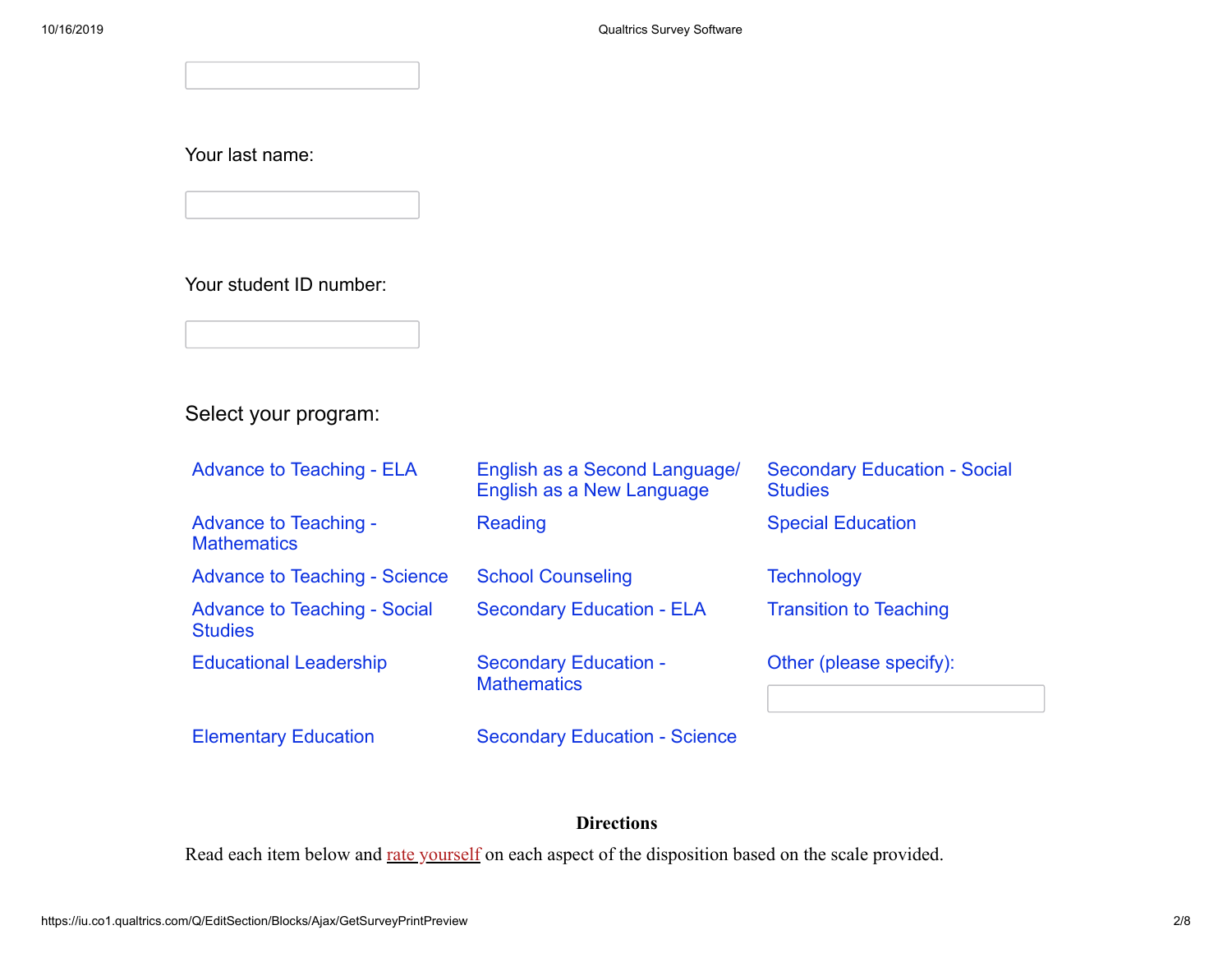Your last name:

Your student ID number:

Select your program:

- Advance to Teaching - ELA
- Advance to Teaching - Mathematics
- Advance to Teaching - Science
- Advance to Teaching - Social Studies
- Educational Leadership
- Elementary Education
- English as a Second Language/ English as a New Language
- Reading
- School Counseling
- Secondary Education - ELA
- Secondary Education - Mathematics
- Secondary Education - Science
- Secondary Education - Social Studies
- Special Education
- Technology
- Transition to Teaching
- Other (please specify):

**Directions**

Read each item below and rate yourself on each aspect of the disposition based on the scale provided.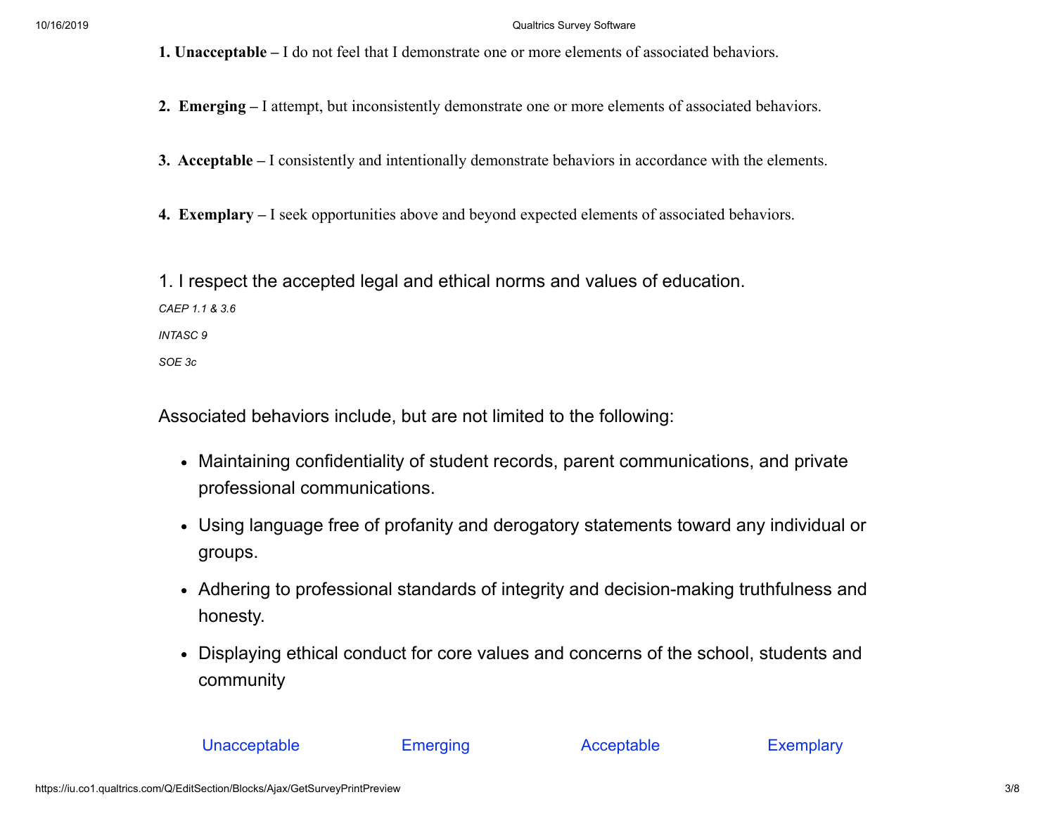**1. Unacceptable –** I do not feel that I demonstrate one or more elements of associated behaviors.

**2. Emerging –** I attempt, but inconsistently demonstrate one or more elements of associated behaviors.

**3. Acceptable –** I consistently and intentionally demonstrate behaviors in accordance with the elements.

**4. Exemplary –** I seek opportunities above and beyond expected elements of associated behaviors.

1. I respect the accepted legal and ethical norms and values of education.

*CAEP 1.1 & 3.6*

*INTASC 9*

*SOE 3c*

Associated behaviors include, but are not limited to the following:

- Maintaining confidentiality of student records, parent communications, and private professional communications.
- Using language free of profanity and derogatory statements toward any individual or groups.
- Adhering to professional standards of integrity and decision-making truthfulness and honesty.
- Displaying ethical conduct for core values and concerns of the school, students and community

Unacceptable | Emerging | Acceptable | Exemplary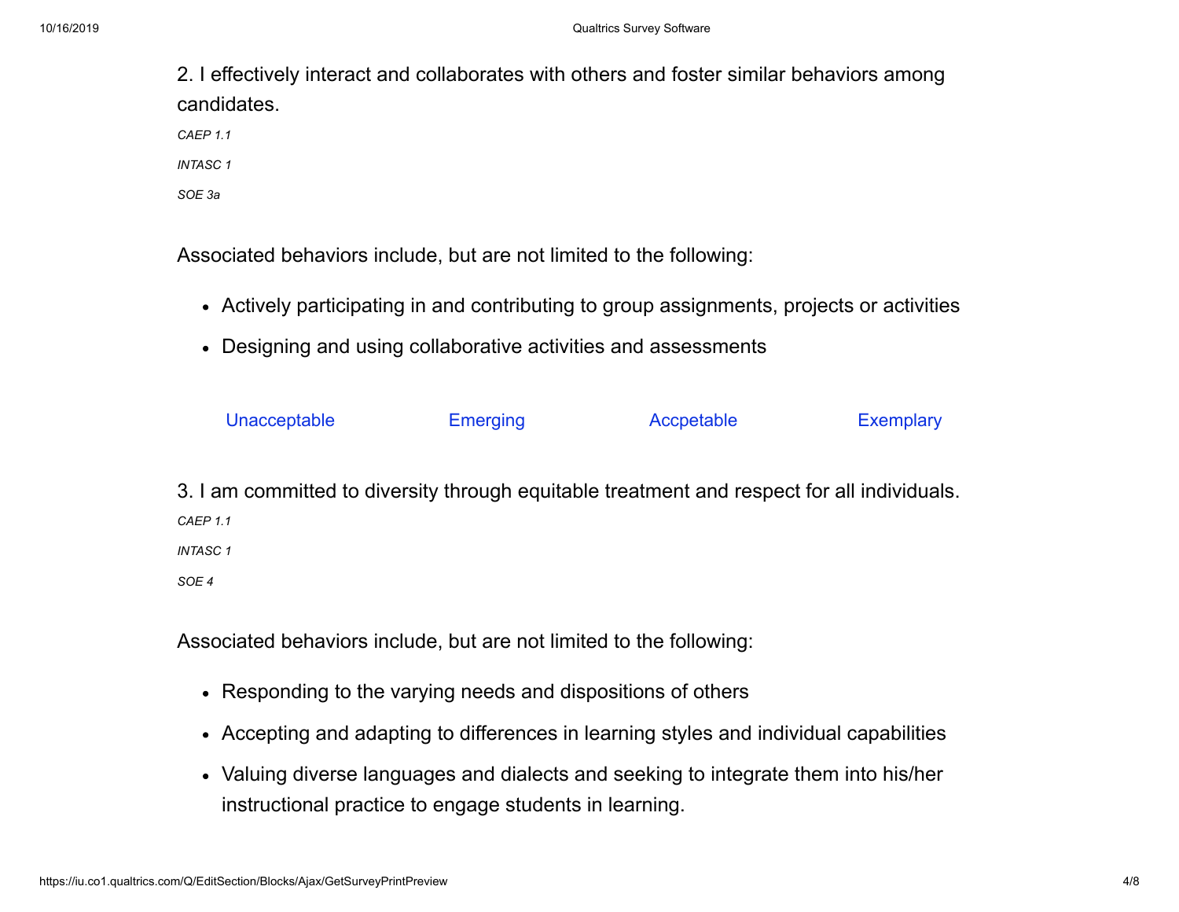2. I effectively interact and collaborates with others and foster similar behaviors among candidates.

*CAEP 1.1*

*INTASC 1*

*SOE 3a*

Associated behaviors include, but are not limited to the following:

- Actively participating in and contributing to group assignments, projects or activities
- Designing and using collaborative activities and assessments

| Unacceptable | Emerging | Accpetable | Exemplary |
|---|---|---|---|

3. I am committed to diversity through equitable treatment and respect for all individuals.

*CAEP 1.1*

*INTASC 1*

*SOE 4*

Associated behaviors include, but are not limited to the following:

- Responding to the varying needs and dispositions of others
- Accepting and adapting to differences in learning styles and individual capabilities
- Valuing diverse languages and dialects and seeking to integrate them into his/her instructional practice to engage students in learning.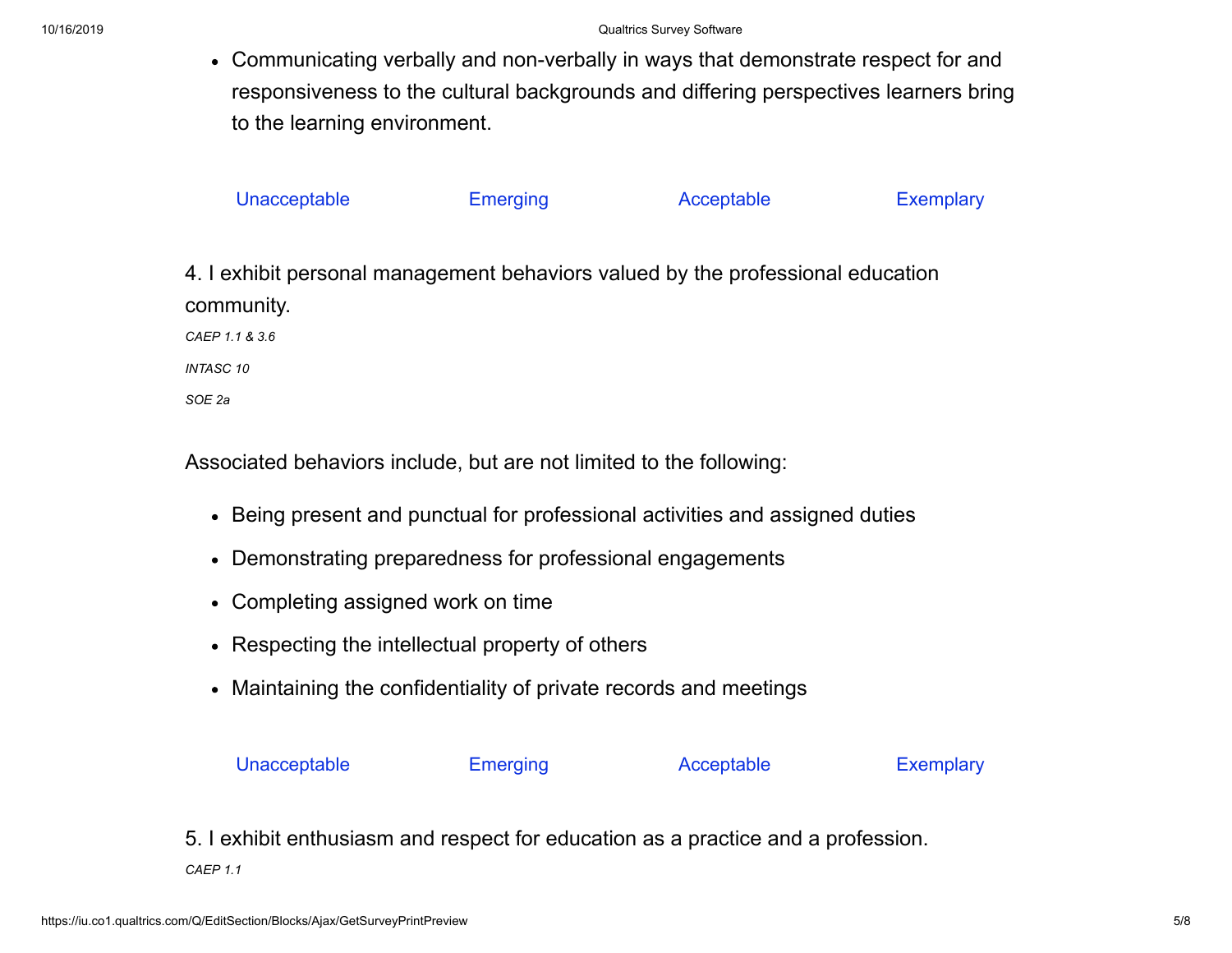- Communicating verbally and non-verbally in ways that demonstrate respect for and responsiveness to the cultural backgrounds and differing perspectives learners bring to the learning environment.

Unacceptable | Emerging | Acceptable | Exemplary

4. I exhibit personal management behaviors valued by the professional education community.

*CAEP 1.1 & 3.6*

*INTASC 10*

*SOE 2a*

Associated behaviors include, but are not limited to the following:

- Being present and punctual for professional activities and assigned duties
- Demonstrating preparedness for professional engagements
- Completing assigned work on time
- Respecting the intellectual property of others
- Maintaining the confidentiality of private records and meetings

Unacceptable | Emerging | Acceptable | Exemplary

5. I exhibit enthusiasm and respect for education as a practice and a profession.

*CAEP 1.1*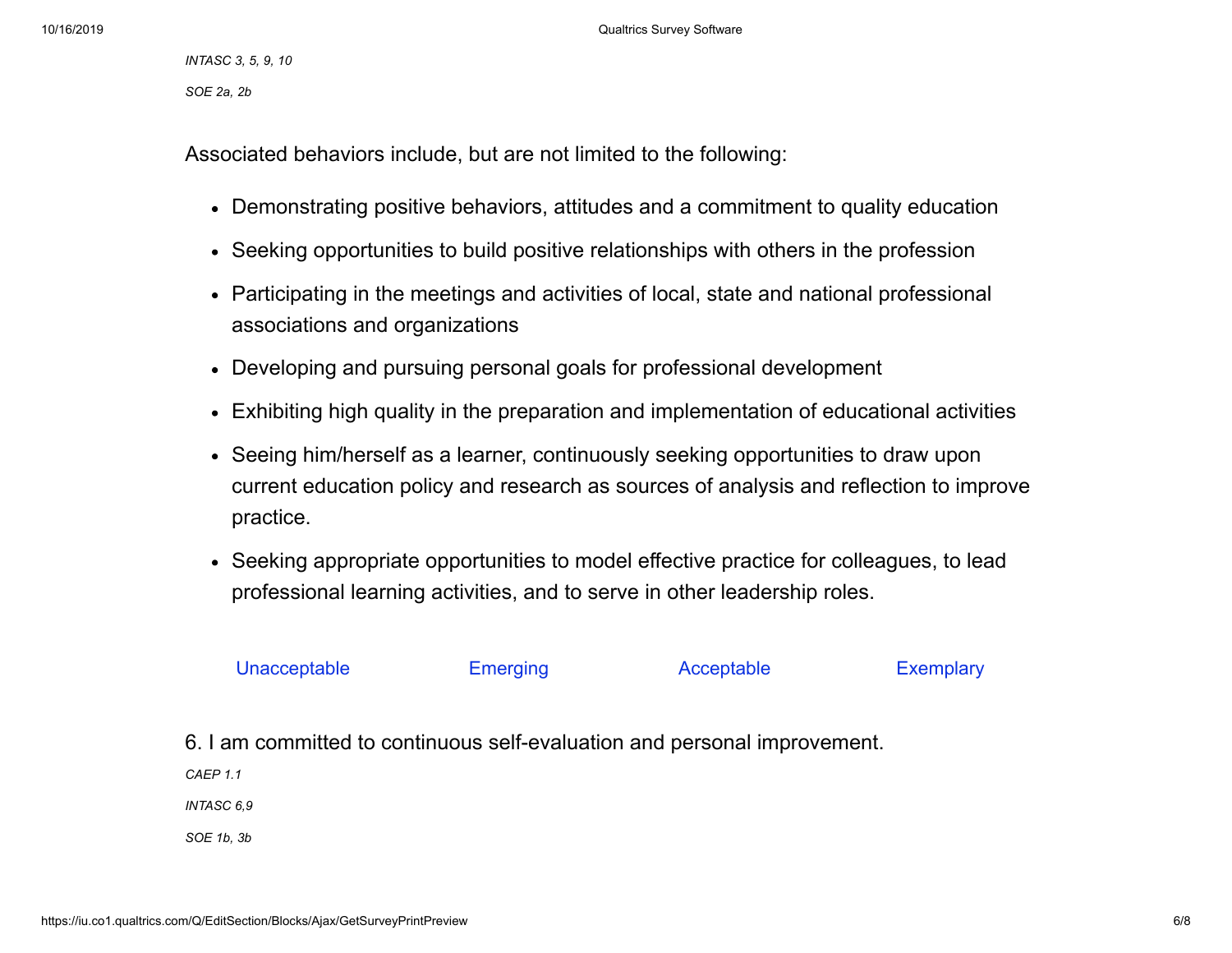*INTASC 3, 5, 9, 10*

*SOE 2a, 2b*

Associated behaviors include, but are not limited to the following:

- Demonstrating positive behaviors, attitudes and a commitment to quality education
- Seeking opportunities to build positive relationships with others in the profession
- Participating in the meetings and activities of local, state and national professional associations and organizations
- Developing and pursuing personal goals for professional development
- Exhibiting high quality in the preparation and implementation of educational activities
- Seeing him/herself as a learner, continuously seeking opportunities to draw upon current education policy and research as sources of analysis and reflection to improve practice.
- Seeking appropriate opportunities to model effective practice for colleagues, to lead professional learning activities, and to serve in other leadership roles.

| Unacceptable | Emerging | Acceptable | Exemplary |
|---|---|---|---|

6. I am committed to continuous self-evaluation and personal improvement.

*CAEP 1.1*

*INTASC 6,9*

*SOE 1b, 3b*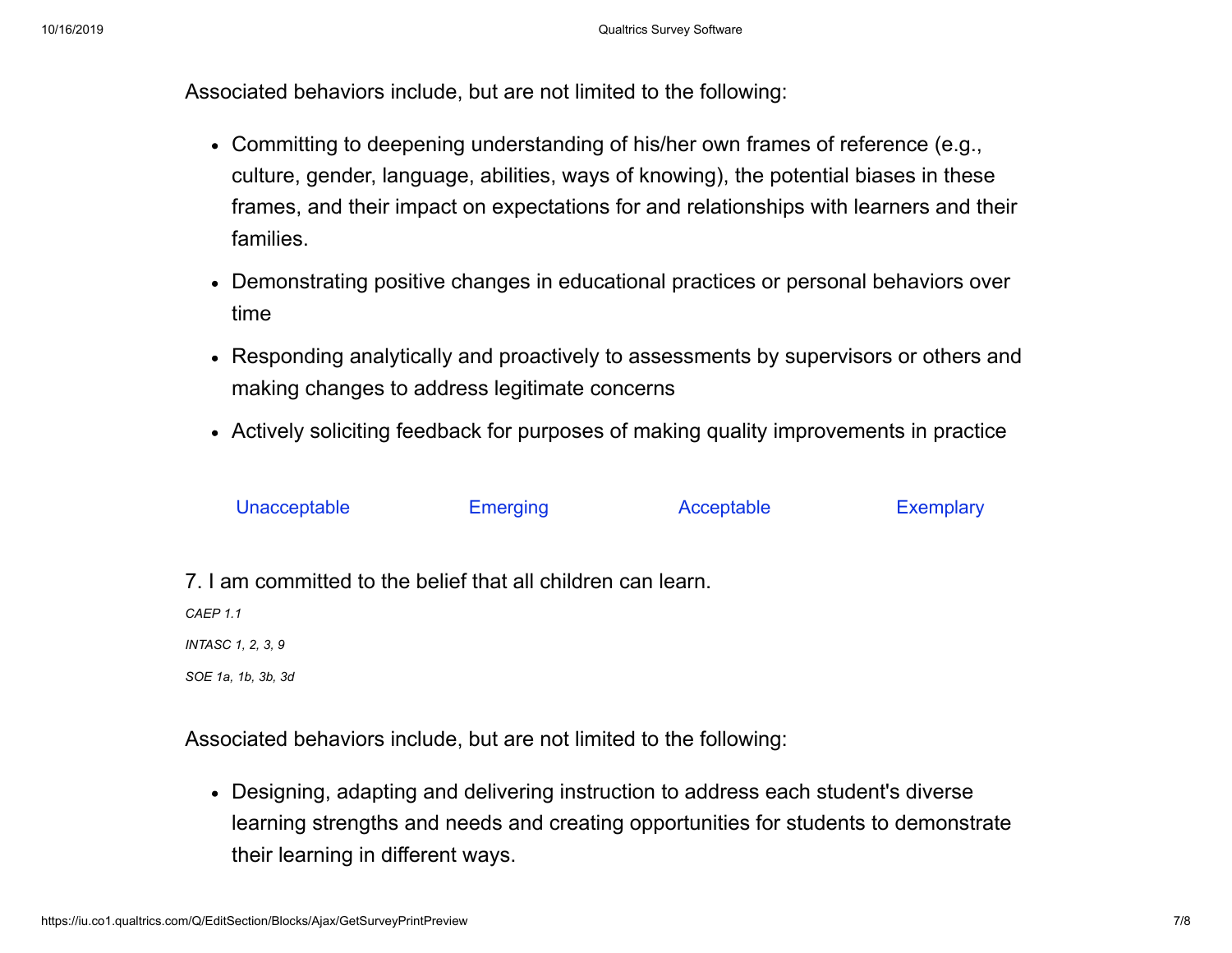Associated behaviors include, but are not limited to the following:

- Committing to deepening understanding of his/her own frames of reference (e.g., culture, gender, language, abilities, ways of knowing), the potential biases in these frames, and their impact on expectations for and relationships with learners and their families.
- Demonstrating positive changes in educational practices or personal behaviors over time
- Responding analytically and proactively to assessments by supervisors or others and making changes to address legitimate concerns
- Actively soliciting feedback for purposes of making quality improvements in practice

| Unacceptable | Emerging | Acceptable | Exemplary |
| --- | --- | --- | --- |

7. I am committed to the belief that all children can learn.

*CAEP 1.1*

*INTASC 1, 2, 3, 9*

*SOE 1a, 1b, 3b, 3d*

Associated behaviors include, but are not limited to the following:

- Designing, adapting and delivering instruction to address each student's diverse learning strengths and needs and creating opportunities for students to demonstrate their learning in different ways.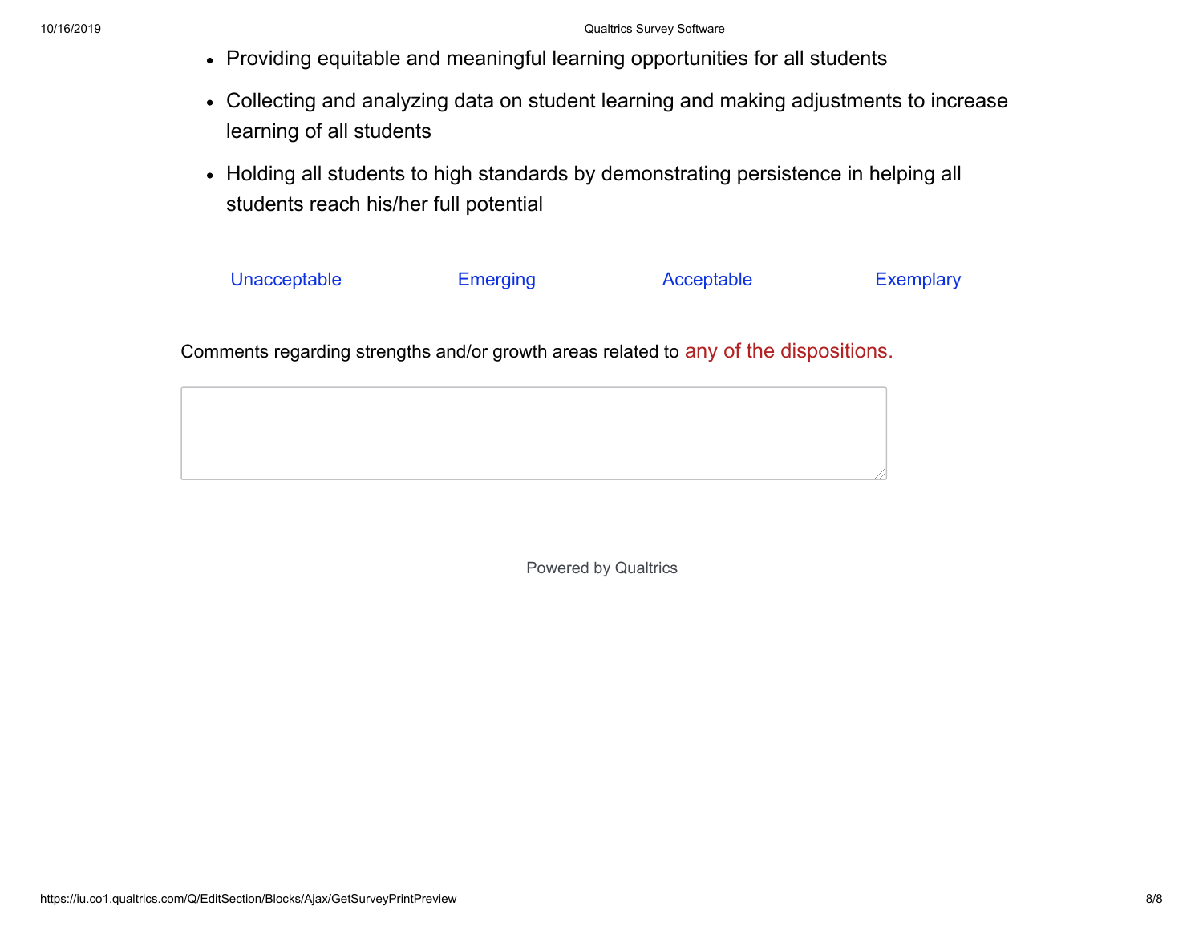- Providing equitable and meaningful learning opportunities for all students
- Collecting and analyzing data on student learning and making adjustments to increase learning of all students
- Holding all students to high standards by demonstrating persistence in helping all students reach his/her full potential

| Unacceptable | Emerging | Acceptable | Exemplary |
|---|---|---|---|

Comments regarding strengths and/or growth areas related to any of the dispositions.

Powered by Qualtrics